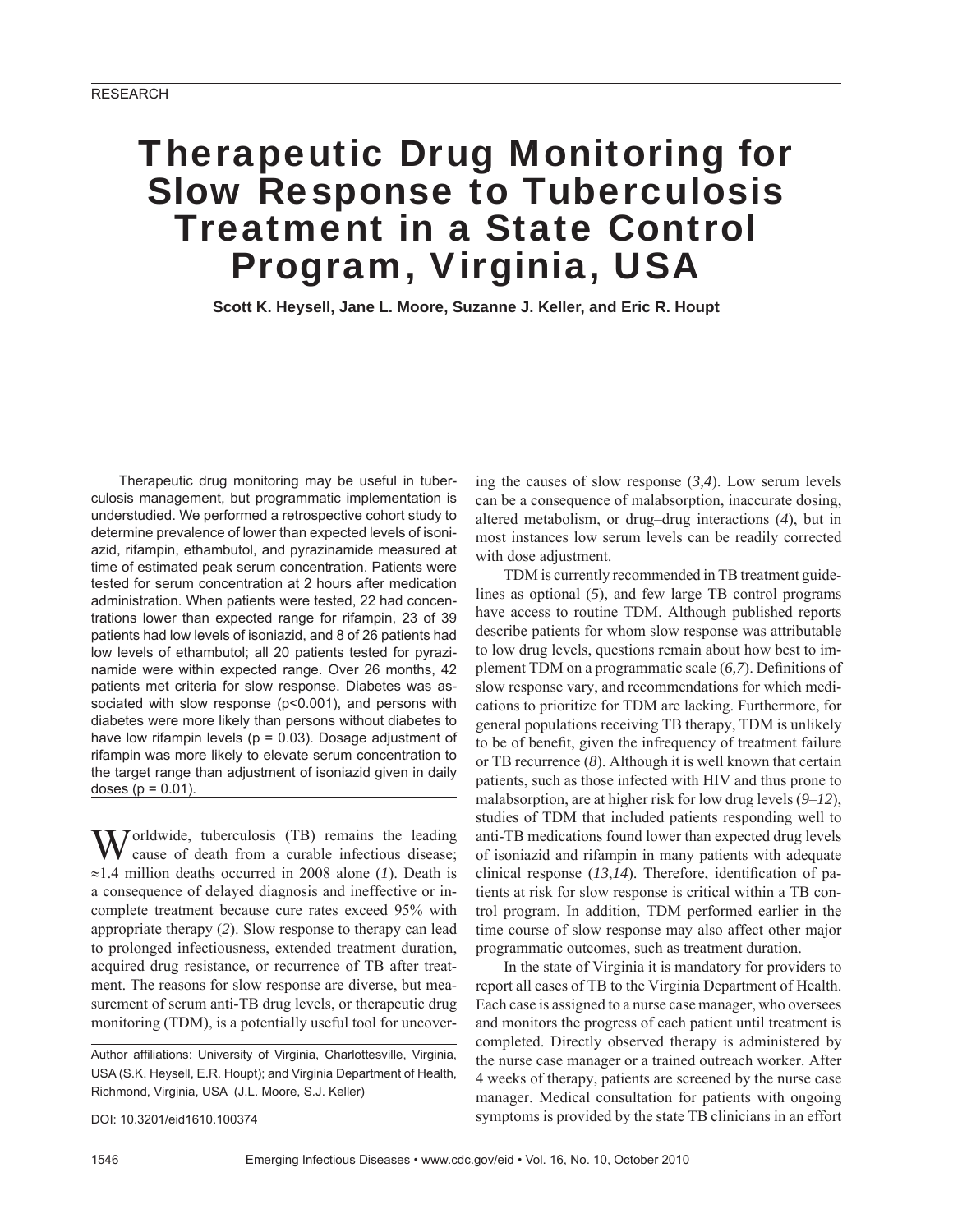RESEARCH

# Therapeutic Drug Monitoring for Slow Response to Tuberculosis Treatment in a State Control Program, Virginia, USA

**Scott K. Heysell, Jane L. Moore, Suzanne J. Keller, and Eric R. Houpt**

Therapeutic drug monitoring may be useful in tuberculosis management, but programmatic implementation is understudied. We performed a retrospective cohort study to determine prevalence of lower than expected levels of isoniazid, rifampin, ethambutol, and pyrazinamide measured at time of estimated peak serum concentration. Patients were tested for serum concentration at 2 hours after medication administration. When patients were tested, 22 had concentrations lower than expected range for rifampin, 23 of 39 patients had low levels of isoniazid, and 8 of 26 patients had low levels of ethambutol; all 20 patients tested for pyrazinamide were within expected range. Over 26 months, 42 patients met criteria for slow response. Diabetes was associated with slow response ($p<0.001$), and persons with diabetes were more likely than persons without diabetes to have low rifampin levels ($p = 0.03$). Dosage adjustment of rifampin was more likely to elevate serum concentration to the target range than adjustment of isoniazid given in daily doses ($p = 0.01$).

Worldwide, tuberculosis (TB) remains the leading cause of death from a curable infectious disease; ≈1.4 million deaths occurred in 2008 alone (*1*). Death is a consequence of delayed diagnosis and ineffective or incomplete treatment because cure rates exceed 95% with appropriate therapy (*2*). Slow response to therapy can lead to prolonged infectiousness, extended treatment duration, acquired drug resistance, or recurrence of TB after treatment. The reasons for slow response are diverse, but measurement of serum anti-TB drug levels, or therapeutic drug monitoring (TDM), is a potentially useful tool for uncovering the causes of slow response (*3,4*). Low serum levels can be a consequence of malabsorption, inaccurate dosing, altered metabolism, or drug–drug interactions (*4*), but in most instances low serum levels can be readily corrected with dose adjustment.

TDM is currently recommended in TB treatment guidelines as optional (*5*), and few large TB control programs have access to routine TDM. Although published reports describe patients for whom slow response was attributable to low drug levels, questions remain about how best to implement TDM on a programmatic scale (*6,7*). Definitions of slow response vary, and recommendations for which medications to prioritize for TDM are lacking. Furthermore, for general populations receiving TB therapy, TDM is unlikely to be of benefit, given the infrequency of treatment failure or TB recurrence (*8*). Although it is well known that certain patients, such as those infected with HIV and thus prone to malabsorption, are at higher risk for low drug levels (*9–12*), studies of TDM that included patients responding well to anti-TB medications found lower than expected drug levels of isoniazid and rifampin in many patients with adequate clinical response (*13,14*). Therefore, identification of patients at risk for slow response is critical within a TB control program. In addition, TDM performed earlier in the time course of slow response may also affect other major programmatic outcomes, such as treatment duration.

In the state of Virginia it is mandatory for providers to report all cases of TB to the Virginia Department of Health. Each case is assigned to a nurse case manager, who oversees and monitors the progress of each patient until treatment is completed. Directly observed therapy is administered by the nurse case manager or a trained outreach worker. After 4 weeks of therapy, patients are screened by the nurse case manager. Medical consultation for patients with ongoing symptoms is provided by the state TB clinicians in an effort

Author affiliations: University of Virginia, Charlottesville, Virginia, USA (S.K. Heysell, E.R. Houpt); and Virginia Department of Health, Richmond, Virginia, USA (J.L. Moore, S.J. Keller)

DOI: 10.3201/eid1610.100374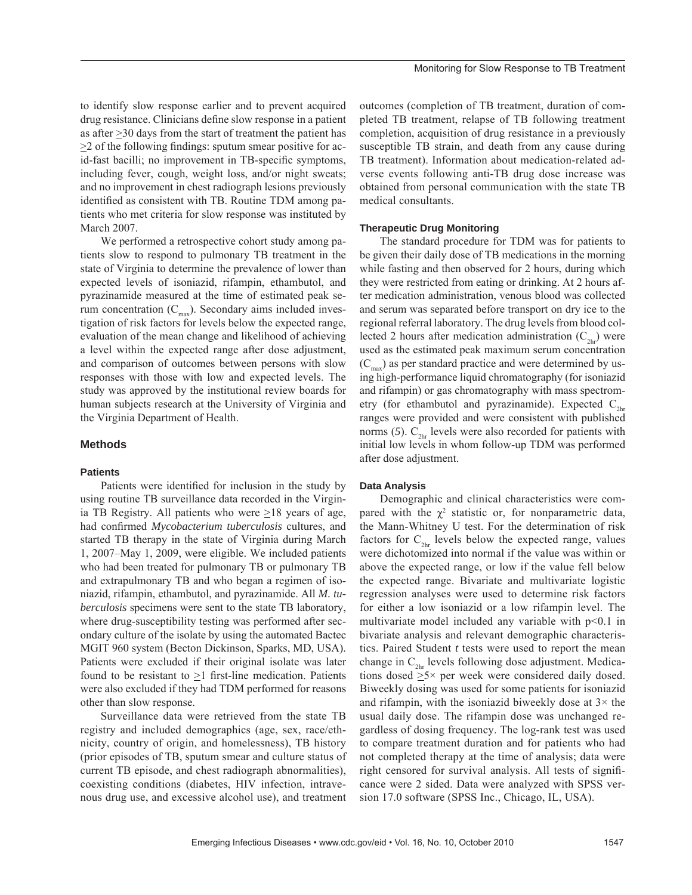to identify slow response earlier and to prevent acquired drug resistance. Clinicians define slow response in a patient as after ≥30 days from the start of treatment the patient has ≥2 of the following findings: sputum smear positive for acid-fast bacilli; no improvement in TB-specific symptoms, including fever, cough, weight loss, and/or night sweats; and no improvement in chest radiograph lesions previously identified as consistent with TB. Routine TDM among patients who met criteria for slow response was instituted by March 2007.

We performed a retrospective cohort study among patients slow to respond to pulmonary TB treatment in the state of Virginia to determine the prevalence of lower than expected levels of isoniazid, rifampin, ethambutol, and pyrazinamide measured at the time of estimated peak serum concentration ($C_{max}$). Secondary aims included investigation of risk factors for levels below the expected range, evaluation of the mean change and likelihood of achieving a level within the expected range after dose adjustment, and comparison of outcomes between persons with slow responses with those with low and expected levels. The study was approved by the institutional review boards for human subjects research at the University of Virginia and the Virginia Department of Health.

## Methods

### Patients

Patients were identified for inclusion in the study by using routine TB surveillance data recorded in the Virginia TB Registry. All patients who were ≥18 years of age, had confirmed *Mycobacterium tuberculosis* cultures, and started TB therapy in the state of Virginia during March 1, 2007–May 1, 2009, were eligible. We included patients who had been treated for pulmonary TB or pulmonary TB and extrapulmonary TB and who began a regimen of isoniazid, rifampin, ethambutol, and pyrazinamide. All *M. tuberculosis* specimens were sent to the state TB laboratory, where drug-susceptibility testing was performed after secondary culture of the isolate by using the automated Bactec MGIT 960 system (Becton Dickinson, Sparks, MD, USA). Patients were excluded if their original isolate was later found to be resistant to ≥1 first-line medication. Patients were also excluded if they had TDM performed for reasons other than slow response.

Surveillance data were retrieved from the state TB registry and included demographics (age, sex, race/ethnicity, country of origin, and homelessness), TB history (prior episodes of TB, sputum smear and culture status of current TB episode, and chest radiograph abnormalities), coexisting conditions (diabetes, HIV infection, intravenous drug use, and excessive alcohol use), and treatment outcomes (completion of TB treatment, duration of completed TB treatment, relapse of TB following treatment completion, acquisition of drug resistance in a previously susceptible TB strain, and death from any cause during TB treatment). Information about medication-related adverse events following anti-TB drug dose increase was obtained from personal communication with the state TB medical consultants.

### Therapeutic Drug Monitoring

The standard procedure for TDM was for patients to be given their daily dose of TB medications in the morning while fasting and then observed for 2 hours, during which they were restricted from eating or drinking. At 2 hours after medication administration, venous blood was collected and serum was separated before transport on dry ice to the regional referral laboratory. The drug levels from blood collected 2 hours after medication administration ($C_{2hr}$) were used as the estimated peak maximum serum concentration ($C_{max}$) as per standard practice and were determined by using high-performance liquid chromatography (for isoniazid and rifampin) or gas chromatography with mass spectrometry (for ethambutol and pyrazinamide). Expected $C_{2hr}$ ranges were provided and were consistent with published norms (*5*). $C_{2hr}$ levels were also recorded for patients with initial low levels in whom follow-up TDM was performed after dose adjustment.

### Data Analysis

Demographic and clinical characteristics were compared with the $\chi^2$ statistic or, for nonparametric data, the Mann-Whitney U test. For the determination of risk factors for $C_{2hr}$ levels below the expected range, values were dichotomized into normal if the value was within or above the expected range, or low if the value fell below the expected range. Bivariate and multivariate logistic regression analyses were used to determine risk factors for either a low isoniazid or a low rifampin level. The multivariate model included any variable with $p<0.1$ in bivariate analysis and relevant demographic characteristics. Paired Student *t* tests were used to report the mean change in $C_{2hr}$ levels following dose adjustment. Medications dosed ≥5× per week were considered daily dosed. Biweekly dosing was used for some patients for isoniazid and rifampin, with the isoniazid biweekly dose at 3× the usual daily dose. The rifampin dose was unchanged regardless of dosing frequency. The log-rank test was used to compare treatment duration and for patients who had not completed therapy at the time of analysis; data were right censored for survival analysis. All tests of significance were 2 sided. Data were analyzed with SPSS version 17.0 software (SPSS Inc., Chicago, IL, USA).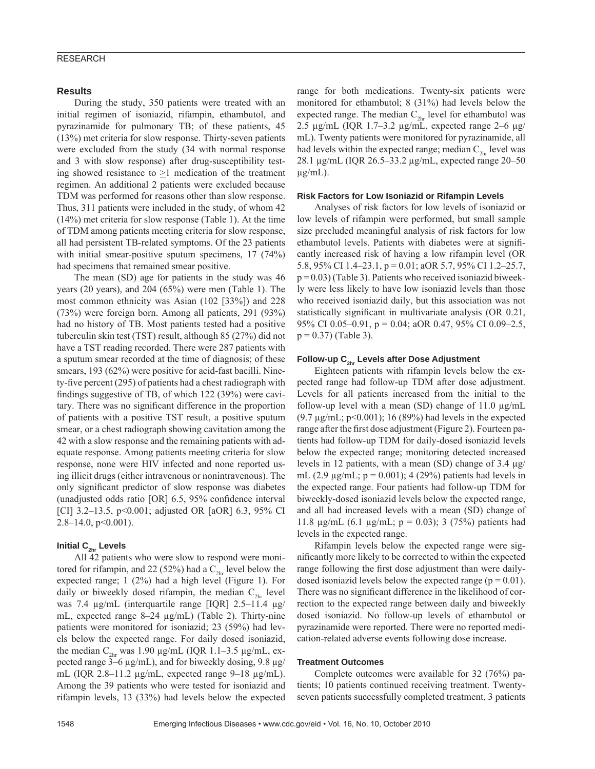## Results

During the study, 350 patients were treated with an initial regimen of isoniazid, rifampin, ethambutol, and pyrazinamide for pulmonary TB; of these patients, 45 (13%) met criteria for slow response. Thirty-seven patients were excluded from the study (34 with normal response and 3 with slow response) after drug-susceptibility testing showed resistance to $\geq$1 medication of the treatment regimen. An additional 2 patients were excluded because TDM was performed for reasons other than slow response. Thus, 311 patients were included in the study, of whom 42 (14%) met criteria for slow response (Table 1). At the time of TDM among patients meeting criteria for slow response, all had persistent TB-related symptoms. Of the 23 patients with initial smear-positive sputum specimens, 17 (74%) had specimens that remained smear positive.

The mean (SD) age for patients in the study was 46 years (20 years), and 204 (65%) were men (Table 1). The most common ethnicity was Asian (102 [33%]) and 228 (73%) were foreign born. Among all patients, 291 (93%) had no history of TB. Most patients tested had a positive tuberculin skin test (TST) result, although 85 (27%) did not have a TST reading recorded. There were 287 patients with a sputum smear recorded at the time of diagnosis; of these smears, 193 (62%) were positive for acid-fast bacilli. Ninety-five percent (295) of patients had a chest radiograph with findings suggestive of TB, of which 122 (39%) were cavitary. There was no significant difference in the proportion of patients with a positive TST result, a positive sputum smear, or a chest radiograph showing cavitation among the 42 with a slow response and the remaining patients with adequate response. Among patients meeting criteria for slow response, none were HIV infected and none reported using illicit drugs (either intravenous or nonintravenous). The only significant predictor of slow response was diabetes (unadjusted odds ratio [OR] 6.5, 95% confidence interval [CI] 3.2–13.5, $p<0.001$; adjusted OR [aOR] 6.3, 95% CI 2.8–14.0, $p<0.001$).

### Initial $C_{2hr}$ Levels

All 42 patients who were slow to respond were monitored for rifampin, and 22 (52%) had a $C_{2hr}$ level below the expected range; 1 (2%) had a high level (Figure 1). For daily or biweekly dosed rifampin, the median $C_{2hr}$ level was 7.4 µg/mL (interquartile range [IQR] 2.5–11.4 µg/mL, expected range 8–24 µg/mL) (Table 2). Thirty-nine patients were monitored for isoniazid; 23 (59%) had levels below the expected range. For daily dosed isoniazid, the median $C_{2hr}$ was 1.90 µg/mL (IQR 1.1–3.5 µg/mL, expected range 3–6 µg/mL), and for biweekly dosing, 9.8 µg/mL (IQR 2.8–11.2 µg/mL, expected range 9–18 µg/mL). Among the 39 patients who were tested for isoniazid and rifampin levels, 13 (33%) had levels below the expected range for both medications. Twenty-six patients were monitored for ethambutol; 8 (31%) had levels below the expected range. The median $C_{2hr}$ level for ethambutol was 2.5 µg/mL (IQR 1.7–3.2 µg/mL, expected range 2–6 µg/mL). Twenty patients were monitored for pyrazinamide, all had levels within the expected range; median $C_{2hr}$ level was 28.1 µg/mL (IQR 26.5–33.2 µg/mL, expected range 20–50 µg/mL).

### Risk Factors for Low Isoniazid or Rifampin Levels

Analyses of risk factors for low levels of isoniazid or low levels of rifampin were performed, but small sample size precluded meaningful analysis of risk factors for low ethambutol levels. Patients with diabetes were at significantly increased risk of having a low rifampin level (OR 5.8, 95% CI 1.4–23.1, $p = 0.01$; aOR 5.7, 95% CI 1.2–25.7, $p = 0.03$) (Table 3). Patients who received isoniazid biweekly were less likely to have low isoniazid levels than those who received isoniazid daily, but this association was not statistically significant in multivariate analysis (OR 0.21, 95% CI 0.05–0.91, $p = 0.04$; aOR 0.47, 95% CI 0.09–2.5, $p = 0.37$) (Table 3).

### Follow-up $C_{2hr}$ Levels after Dose Adjustment

Eighteen patients with rifampin levels below the expected range had follow-up TDM after dose adjustment. Levels for all patients increased from the initial to the follow-up level with a mean (SD) change of 11.0 µg/mL (9.7 µg/mL; $p<0.001$); 16 (89%) had levels in the expected range after the first dose adjustment (Figure 2). Fourteen patients had follow-up TDM for daily-dosed isoniazid levels below the expected range; monitoring detected increased levels in 12 patients, with a mean (SD) change of 3.4 µg/mL (2.9 µg/mL; $p = 0.001$); 4 (29%) patients had levels in the expected range. Four patients had follow-up TDM for biweekly-dosed isoniazid levels below the expected range, and all had increased levels with a mean (SD) change of 11.8 µg/mL (6.1 µg/mL; $p = 0.03$); 3 (75%) patients had levels in the expected range.

Rifampin levels below the expected range were significantly more likely to be corrected to within the expected range following the first dose adjustment than were daily-dosed isoniazid levels below the expected range ($p = 0.01$). There was no significant difference in the likelihood of correction to the expected range between daily and biweekly dosed isoniazid. No follow-up levels of ethambutol or pyrazinamide were reported. There were no reported medication-related adverse events following dose increase.

### Treatment Outcomes

Complete outcomes were available for 32 (76%) patients; 10 patients continued receiving treatment. Twenty-seven patients successfully completed treatment, 3 patients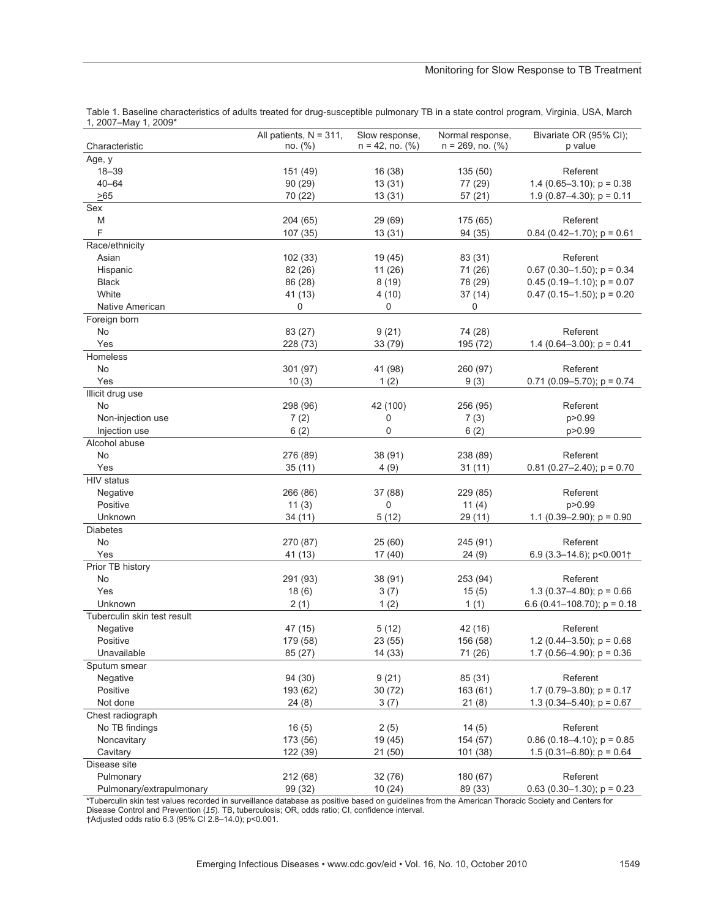Table 1. Baseline characteristics of adults treated for drug-susceptible pulmonary TB in a state control program, Virginia, USA, March 1, 2007–May 1, 2009*

| Characteristic | All patients, N = 311, no. (%) | Slow response, n = 42, no. (%) | Normal response, n = 269, no. (%) | Bivariate OR (95% CI); p value |
|---|---|---|---|---|
| Age, y | | | | |
| 18–39 | 151 (49) | 16 (38) | 135 (50) | Referent |
| 40–64 | 90 (29) | 13 (31) | 77 (29) | 1.4 (0.65–3.10); p = 0.38 |
| ≥65 | 70 (22) | 13 (31) | 57 (21) | 1.9 (0.87–4.30); p = 0.11 |
| Sex | | | | |
| M | 204 (65) | 29 (69) | 175 (65) | Referent |
| F | 107 (35) | 13 (31) | 94 (35) | 0.84 (0.42–1.70); p = 0.61 |
| Race/ethnicity | | | | |
| Asian | 102 (33) | 19 (45) | 83 (31) | Referent |
| Hispanic | 82 (26) | 11 (26) | 71 (26) | 0.67 (0.30–1.50); p = 0.34 |
| Black | 86 (28) | 8 (19) | 78 (29) | 0.45 (0.19–1.10); p = 0.07 |
| White | 41 (13) | 4 (10) | 37 (14) | 0.47 (0.15–1.50); p = 0.20 |
| Native American | 0 | 0 | 0 | |
| Foreign born | | | | |
| No | 83 (27) | 9 (21) | 74 (28) | Referent |
| Yes | 228 (73) | 33 (79) | 195 (72) | 1.4 (0.64–3.00); p = 0.41 |
| Homeless | | | | |
| No | 301 (97) | 41 (98) | 260 (97) | Referent |
| Yes | 10 (3) | 1 (2) | 9 (3) | 0.71 (0.09–5.70); p = 0.74 |
| Illicit drug use | | | | |
| No | 298 (96) | 42 (100) | 256 (95) | Referent |
| Non-injection use | 7 (2) | 0 | 7 (3) | p>0.99 |
| Injection use | 6 (2) | 0 | 6 (2) | p>0.99 |
| Alcohol abuse | | | | |
| No | 276 (89) | 38 (91) | 238 (89) | Referent |
| Yes | 35 (11) | 4 (9) | 31 (11) | 0.81 (0.27–2.40); p = 0.70 |
| HIV status | | | | |
| Negative | 266 (86) | 37 (88) | 229 (85) | Referent |
| Positive | 11 (3) | 0 | 11 (4) | p>0.99 |
| Unknown | 34 (11) | 5 (12) | 29 (11) | 1.1 (0.39–2.90); p = 0.90 |
| Diabetes | | | | |
| No | 270 (87) | 25 (60) | 245 (91) | Referent |
| Yes | 41 (13) | 17 (40) | 24 (9) | 6.9 (3.3–14.6); p<0.001† |
| Prior TB history | | | | |
| No | 291 (93) | 38 (91) | 253 (94) | Referent |
| Yes | 18 (6) | 3 (7) | 15 (5) | 1.3 (0.37–4.80); p = 0.66 |
| Unknown | 2 (1) | 1 (2) | 1 (1) | 6.6 (0.41–108.70); p = 0.18 |
| Tuberculin skin test result | | | | |
| Negative | 47 (15) | 5 (12) | 42 (16) | Referent |
| Positive | 179 (58) | 23 (55) | 156 (58) | 1.2 (0.44–3.50); p = 0.68 |
| Unavailable | 85 (27) | 14 (33) | 71 (26) | 1.7 (0.56–4.90); p = 0.36 |
| Sputum smear | | | | |
| Negative | 94 (30) | 9 (21) | 85 (31) | Referent |
| Positive | 193 (62) | 30 (72) | 163 (61) | 1.7 (0.79–3.80); p = 0.17 |
| Not done | 24 (8) | 3 (7) | 21 (8) | 1.3 (0.34–5.40); p = 0.67 |
| Chest radiograph | | | | |
| No TB findings | 16 (5) | 2 (5) | 14 (5) | Referent |
| Noncavitary | 173 (56) | 19 (45) | 154 (57) | 0.86 (0.18–4.10); p = 0.85 |
| Cavitary | 122 (39) | 21 (50) | 101 (38) | 1.5 (0.31–6.80); p = 0.64 |
| Disease site | | | | |
| Pulmonary | 212 (68) | 32 (76) | 180 (67) | Referent |
| Pulmonary/extrapulmonary | 99 (32) | 10 (24) | 89 (33) | 0.63 (0.30–1.30); p = 0.23 |

*Tuberculin skin test values recorded in surveillance database as positive based on guidelines from the American Thoracic Society and Centers for Disease Control and Prevention (*15*). TB, tuberculosis; OR, odds ratio; CI, confidence interval.
†Adjusted odds ratio 6.3 (95% CI 2.8–14.0); p<0.001.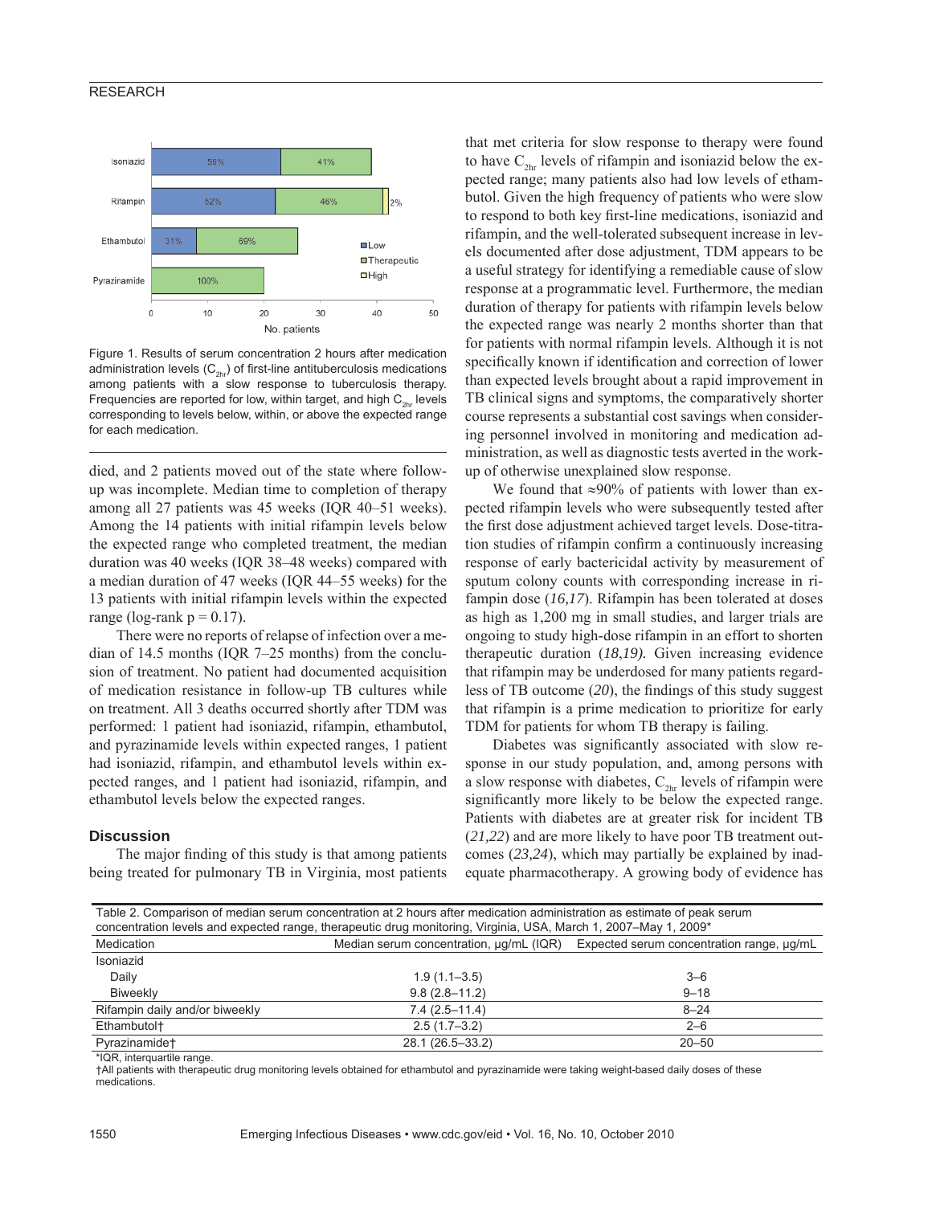Isoniazid
Rifampin
Ethambutol
Pyrazinamide

59%
41%
52%
46%
2%
31%
69%
100%

Low
Therapeutic
High

0
10
20
30
40
50
No. patients

Figure 1. Results of serum concentration 2 hours after medication administration levels ($C_{2hr}$) of first-line antituberculosis medications among patients with a slow response to tuberculosis therapy. Frequencies are reported for low, within target, and high $C_{2hr}$ levels corresponding to levels below, within, or above the expected range for each medication.

died, and 2 patients moved out of the state where follow-up was incomplete. Median time to completion of therapy among all 27 patients was 45 weeks (IQR 40–51 weeks). Among the 14 patients with initial rifampin levels below the expected range who completed treatment, the median duration was 40 weeks (IQR 38–48 weeks) compared with a median duration of 47 weeks (IQR 44–55 weeks) for the 13 patients with initial rifampin levels within the expected range (log-rank $p = 0.17$).

There were no reports of relapse of infection over a median of 14.5 months (IQR 7–25 months) from the conclusion of treatment. No patient had documented acquisition of medication resistance in follow-up TB cultures while on treatment. All 3 deaths occurred shortly after TDM was performed: 1 patient had isoniazid, rifampin, ethambutol, and pyrazinamide levels within expected ranges, 1 patient had isoniazid, rifampin, and ethambutol levels within expected ranges, and 1 patient had isoniazid, rifampin, and ethambutol levels below the expected ranges.

## Discussion

The major finding of this study is that among patients being treated for pulmonary TB in Virginia, most patients that met criteria for slow response to therapy were found to have $C_{2hr}$ levels of rifampin and isoniazid below the expected range; many patients also had low levels of ethambutol. Given the high frequency of patients who were slow to respond to both key first-line medications, isoniazid and rifampin, and the well-tolerated subsequent increase in levels documented after dose adjustment, TDM appears to be a useful strategy for identifying a remediable cause of slow response at a programmatic level. Furthermore, the median duration of therapy for patients with rifampin levels below the expected range was nearly 2 months shorter than that for patients with normal rifampin levels. Although it is not specifically known if identification and correction of lower than expected levels brought about a rapid improvement in TB clinical signs and symptoms, the comparatively shorter course represents a substantial cost savings when considering personnel involved in monitoring and medication administration, as well as diagnostic tests averted in the work-up of otherwise unexplained slow response.

We found that ≈90% of patients with lower than expected rifampin levels who were subsequently tested after the first dose adjustment achieved target levels. Dose-titration studies of rifampin confirm a continuously increasing response of early bactericidal activity by measurement of sputum colony counts with corresponding increase in rifampin dose (*16,17*). Rifampin has been tolerated at doses as high as 1,200 mg in small studies, and larger trials are ongoing to study high-dose rifampin in an effort to shorten therapeutic duration (*18,19*). Given increasing evidence that rifampin may be underdosed for many patients regardless of TB outcome (*20*), the findings of this study suggest that rifampin is a prime medication to prioritize for early TDM for patients for whom TB therapy is failing.

Diabetes was significantly associated with slow response in our study population, and, among persons with a slow response with diabetes, $C_{2hr}$ levels of rifampin were significantly more likely to be below the expected range. Patients with diabetes are at greater risk for incident TB (*21,22*) and are more likely to have poor TB treatment outcomes (*23,24*), which may partially be explained by inadequate pharmacotherapy. A growing body of evidence has

Table 2. Comparison of median serum concentration at 2 hours after medication administration as estimate of peak serum concentration levels and expected range, therapeutic drug monitoring, Virginia, USA, March 1, 2007–May 1, 2009*

| Medication | Median serum concentration, μg/mL (IQR) | Expected serum concentration range, μg/mL |
|---|---|---|
| Isoniazid | | |
| Daily | 1.9 (1.1–3.5) | 3–6 |
| Biweekly | 9.8 (2.8–11.2) | 9–18 |
| Rifampin daily and/or biweekly | 7.4 (2.5–11.4) | 8–24 |
| Ethambutol† | 2.5 (1.7–3.2) | 2–6 |
| Pyrazinamide† | 28.1 (26.5–33.2) | 20–50 |

*IQR, interquartile range.
†All patients with therapeutic drug monitoring levels obtained for ethambutol and pyrazinamide were taking weight-based daily doses of these medications.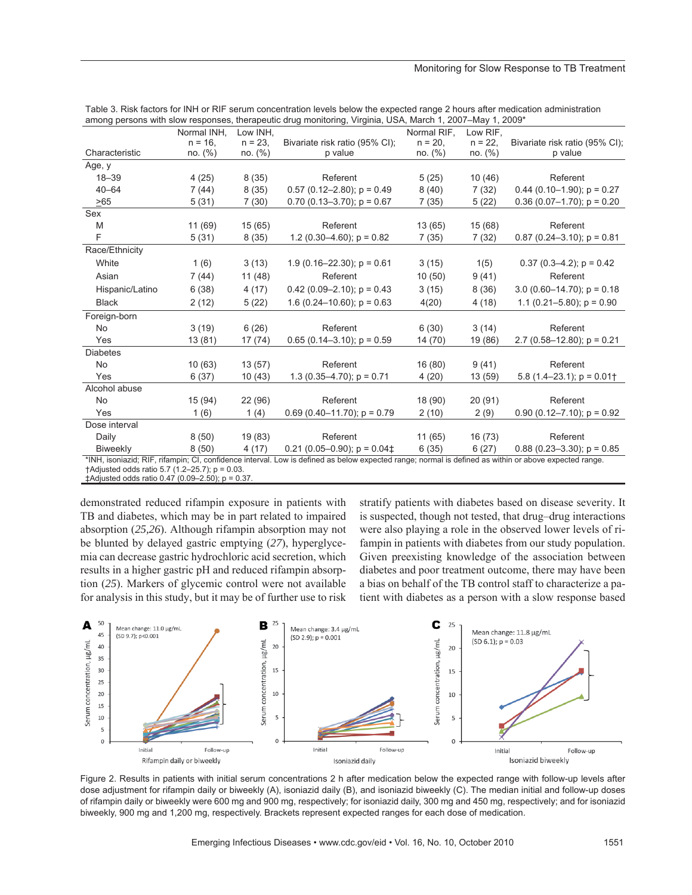Table 3. Risk factors for INH or RIF serum concentration levels below the expected range 2 hours after medication administration among persons with slow responses, therapeutic drug monitoring, Virginia, USA, March 1, 2007–May 1, 2009*

| Characteristic | Normal INH, n = 16, no. (%) | Low INH, n = 23, no. (%) | Bivariate risk ratio (95% CI); p value | Normal RIF, n = 20, no. (%) | Low RIF, n = 22, no. (%) | Bivariate risk ratio (95% CI); p value |
|---|---|---|---|---|---|---|
| Age, y | | | | | | |
| 18–39 | 4 (25) | 8 (35) | Referent | 5 (25) | 10 (46) | Referent |
| 40–64 | 7 (44) | 8 (35) | 0.57 (0.12–2.80); p = 0.49 | 8 (40) | 7 (32) | 0.44 (0.10–1.90); p = 0.27 |
| >65 | 5 (31) | 7 (30) | 0.70 (0.13–3.70); p = 0.67 | 7 (35) | 5 (22) | 0.36 (0.07–1.70); p = 0.20 |
| Sex | | | | | | |
| M | 11 (69) | 15 (65) | Referent | 13 (65) | 15 (68) | Referent |
| F | 5 (31) | 8 (35) | 1.2 (0.30–4.60); p = 0.82 | 7 (35) | 7 (32) | 0.87 (0.24–3.10); p = 0.81 |
| Race/Ethnicity | | | | | | |
| White | 1 (6) | 3 (13) | 1.9 (0.16–22.30); p = 0.61 | 3 (15) | 1(5) | 0.37 (0.3–4.2); p = 0.42 |
| Asian | 7 (44) | 11 (48) | Referent | 10 (50) | 9 (41) | Referent |
| Hispanic/Latino | 6 (38) | 4 (17) | 0.42 (0.09–2.10); p = 0.43 | 3 (15) | 8 (36) | 3.0 (0.60–14.70); p = 0.18 |
| Black | 2 (12) | 5 (22) | 1.6 (0.24–10.60); p = 0.63 | 4(20) | 4 (18) | 1.1 (0.21–5.80); p = 0.90 |
| Foreign-born | | | | | | |
| No | 3 (19) | 6 (26) | Referent | 6 (30) | 3 (14) | Referent |
| Yes | 13 (81) | 17 (74) | 0.65 (0.14–3.10); p = 0.59 | 14 (70) | 19 (86) | 2.7 (0.58–12.80); p = 0.21 |
| Diabetes | | | | | | |
| No | 10 (63) | 13 (57) | Referent | 16 (80) | 9 (41) | Referent |
| Yes | 6 (37) | 10 (43) | 1.3 (0.35–4.70); p = 0.71 | 4 (20) | 13 (59) | 5.8 (1.4–23.1); p = 0.01† |
| Alcohol abuse | | | | | | |
| No | 15 (94) | 22 (96) | Referent | 18 (90) | 20 (91) | Referent |
| Yes | 1 (6) | 1 (4) | 0.69 (0.40–11.70); p = 0.79 | 2 (10) | 2 (9) | 0.90 (0.12–7.10); p = 0.92 |
| Dose interval | | | | | | |
| Daily | 8 (50) | 19 (83) | Referent | 11 (65) | 16 (73) | Referent |
| Biweekly | 8 (50) | 4 (17) | 0.21 (0.05–0.90); p = 0.04‡ | 6 (35) | 6 (27) | 0.88 (0.23–3.30); p = 0.85 |

*INH, isoniazid; RIF, rifampin; CI, confidence interval. Low is defined as below expected range; normal is defined as within or above expected range.
†Adjusted odds ratio 5.7 (1.2–25.7); p = 0.03.
‡Adjusted odds ratio 0.47 (0.09–2.50); p = 0.37.

demonstrated reduced rifampin exposure in patients with TB and diabetes, which may be in part related to impaired absorption (*25,26*). Although rifampin absorption may not be blunted by delayed gastric emptying (*27*), hyperglycemia can decrease gastric hydrochloric acid secretion, which results in a higher gastric pH and reduced rifampin absorption (*25*). Markers of glycemic control were not available for analysis in this study, but it may be of further use to risk stratify patients with diabetes based on disease severity. It is suspected, though not tested, that drug–drug interactions were also playing a role in the observed lower levels of rifampin in patients with diabetes from our study population. Given preexisting knowledge of the association between diabetes and poor treatment outcome, there may have been a bias on behalf of the TB control staff to characterize a patient with diabetes as a person with a slow response based

Figure 2. Results in patients with initial serum concentrations 2 h after medication below the expected range with follow-up levels after dose adjustment for rifampin daily or biweekly (A), isoniazid daily (B), and isoniazid biweekly (C). The median initial and follow-up doses of rifampin daily or biweekly were 600 mg and 900 mg, respectively; for isoniazid daily, 300 mg and 450 mg, respectively; and for isoniazid biweekly, 900 mg and 1,200 mg, respectively. Brackets represent expected ranges for each dose of medication.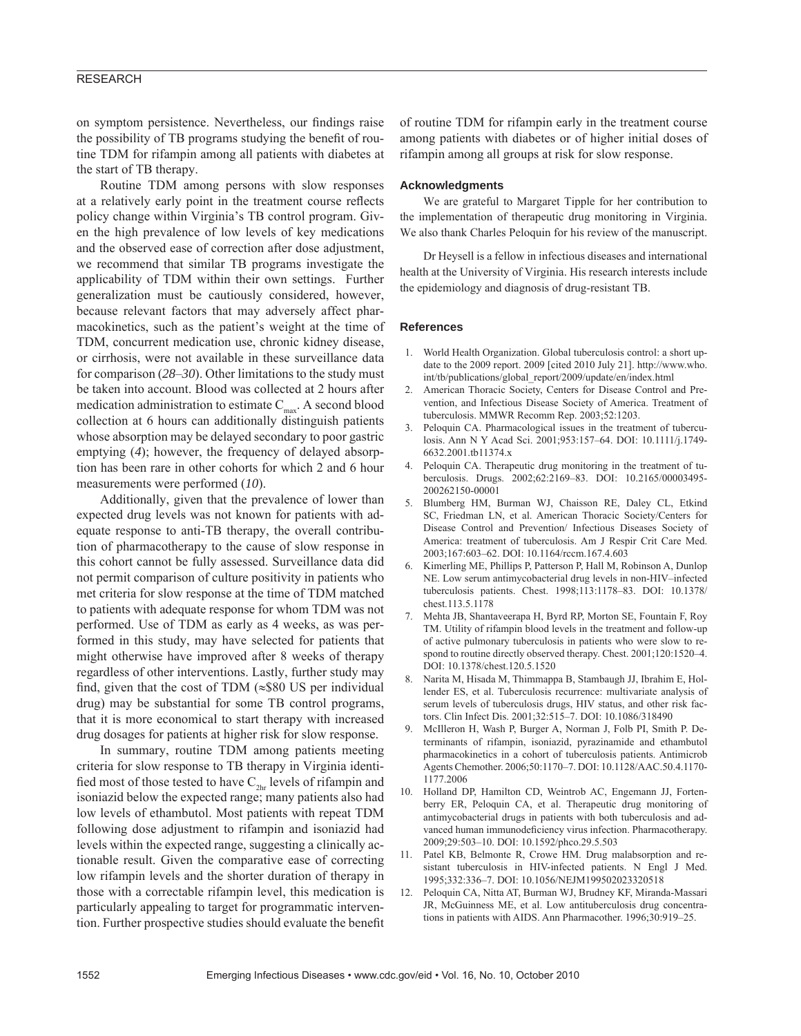on symptom persistence. Nevertheless, our findings raise the possibility of TB programs studying the benefit of routine TDM for rifampin among all patients with diabetes at the start of TB therapy.

Routine TDM among persons with slow responses at a relatively early point in the treatment course reflects policy change within Virginia's TB control program. Given the high prevalence of low levels of key medications and the observed ease of correction after dose adjustment, we recommend that similar TB programs investigate the applicability of TDM within their own settings. Further generalization must be cautiously considered, however, because relevant factors that may adversely affect pharmacokinetics, such as the patient's weight at the time of TDM, concurrent medication use, chronic kidney disease, or cirrhosis, were not available in these surveillance data for comparison (*28*–*30*). Other limitations to the study must be taken into account. Blood was collected at 2 hours after medication administration to estimate $C_{max}$. A second blood collection at 6 hours can additionally distinguish patients whose absorption may be delayed secondary to poor gastric emptying (*4*); however, the frequency of delayed absorption has been rare in other cohorts for which 2 and 6 hour measurements were performed (*10*).

Additionally, given that the prevalence of lower than expected drug levels was not known for patients with adequate response to anti-TB therapy, the overall contribution of pharmacotherapy to the cause of slow response in this cohort cannot be fully assessed. Surveillance data did not permit comparison of culture positivity in patients who met criteria for slow response at the time of TDM matched to patients with adequate response for whom TDM was not performed. Use of TDM as early as 4 weeks, as was performed in this study, may have selected for patients that might otherwise have improved after 8 weeks of therapy regardless of other interventions. Lastly, further study may find, given that the cost of TDM (≈$80 US per individual drug) may be substantial for some TB control programs, that it is more economical to start therapy with increased drug dosages for patients at higher risk for slow response.

In summary, routine TDM among patients meeting criteria for slow response to TB therapy in Virginia identified most of those tested to have $C_{2hr}$ levels of rifampin and isoniazid below the expected range; many patients also had low levels of ethambutol. Most patients with repeat TDM following dose adjustment to rifampin and isoniazid had levels within the expected range, suggesting a clinically actionable result. Given the comparative ease of correcting low rifampin levels and the shorter duration of therapy in those with a correctable rifampin level, this medication is particularly appealing to target for programmatic intervention. Further prospective studies should evaluate the benefit of routine TDM for rifampin early in the treatment course among patients with diabetes or of higher initial doses of rifampin among all groups at risk for slow response.

### Acknowledgments

We are grateful to Margaret Tipple for her contribution to the implementation of therapeutic drug monitoring in Virginia. We also thank Charles Peloquin for his review of the manuscript.

Dr Heysell is a fellow in infectious diseases and international health at the University of Virginia. His research interests include the epidemiology and diagnosis of drug-resistant TB.

### References

1. World Health Organization. Global tuberculosis control: a short update to the 2009 report. 2009 [cited 2010 July 21]. http://www.who.int/tb/publications/global_report/2009/update/en/index.html
2. American Thoracic Society, Centers for Disease Control and Prevention, and Infectious Disease Society of America. Treatment of tuberculosis. MMWR Recomm Rep. 2003;52:1203.
3. Peloquin CA. Pharmacological issues in the treatment of tuberculosis. Ann N Y Acad Sci. 2001;953:157–64. DOI: 10.1111/j.1749-6632.2001.tb11374.x
4. Peloquin CA. Therapeutic drug monitoring in the treatment of tuberculosis. Drugs. 2002;62:2169–83. DOI: 10.2165/00003495-200262150-00001
5. Blumberg HM, Burman WJ, Chaisson RE, Daley CL, Etkind SC, Friedman LN, et al. American Thoracic Society/Centers for Disease Control and Prevention/ Infectious Diseases Society of America: treatment of tuberculosis. Am J Respir Crit Care Med. 2003;167:603–62. DOI: 10.1164/rccm.167.4.603
6. Kimerling ME, Phillips P, Patterson P, Hall M, Robinson A, Dunlop NE. Low serum antimycobacterial drug levels in non-HIV–infected tuberculosis patients. Chest. 1998;113:1178–83. DOI: 10.1378/chest.113.5.1178
7. Mehta JB, Shantaveerapa H, Byrd RP, Morton SE, Fountain F, Roy TM. Utility of rifampin blood levels in the treatment and follow-up of active pulmonary tuberculosis in patients who were slow to respond to routine directly observed therapy. Chest. 2001;120:1520–4. DOI: 10.1378/chest.120.5.1520
8. Narita M, Hisada M, Thimmappa B, Stambaugh JJ, Ibrahim E, Hollender ES, et al. Tuberculosis recurrence: multivariate analysis of serum levels of tuberculosis drugs, HIV status, and other risk factors. Clin Infect Dis. 2001;32:515–7. DOI: 10.1086/318490
9. McIlleron H, Wash P, Burger A, Norman J, Folb PI, Smith P. Determinants of rifampin, isoniazid, pyrazinamide and ethambutol pharmacokinetics in a cohort of tuberculosis patients. Antimicrob Agents Chemother. 2006;50:1170–7. DOI: 10.1128/AAC.50.4.1170-1177.2006
10. Holland DP, Hamilton CD, Weintrob AC, Engemann JJ, Fortenberry ER, Peloquin CA, et al. Therapeutic drug monitoring of antimycobacterial drugs in patients with both tuberculosis and advanced human immunodeficiency virus infection. Pharmacotherapy. 2009;29:503–10. DOI: 10.1592/phco.29.5.503
11. Patel KB, Belmonte R, Crowe HM. Drug malabsorption and resistant tuberculosis in HIV-infected patients. N Engl J Med. 1995;332:336–7. DOI: 10.1056/NEJM199502023320518
12. Peloquin CA, Nitta AT, Burman WJ, Brudney KF, Miranda-Massari JR, McGuinness ME, et al. Low antituberculosis drug concentrations in patients with AIDS. Ann Pharmacother. 1996;30:919–25.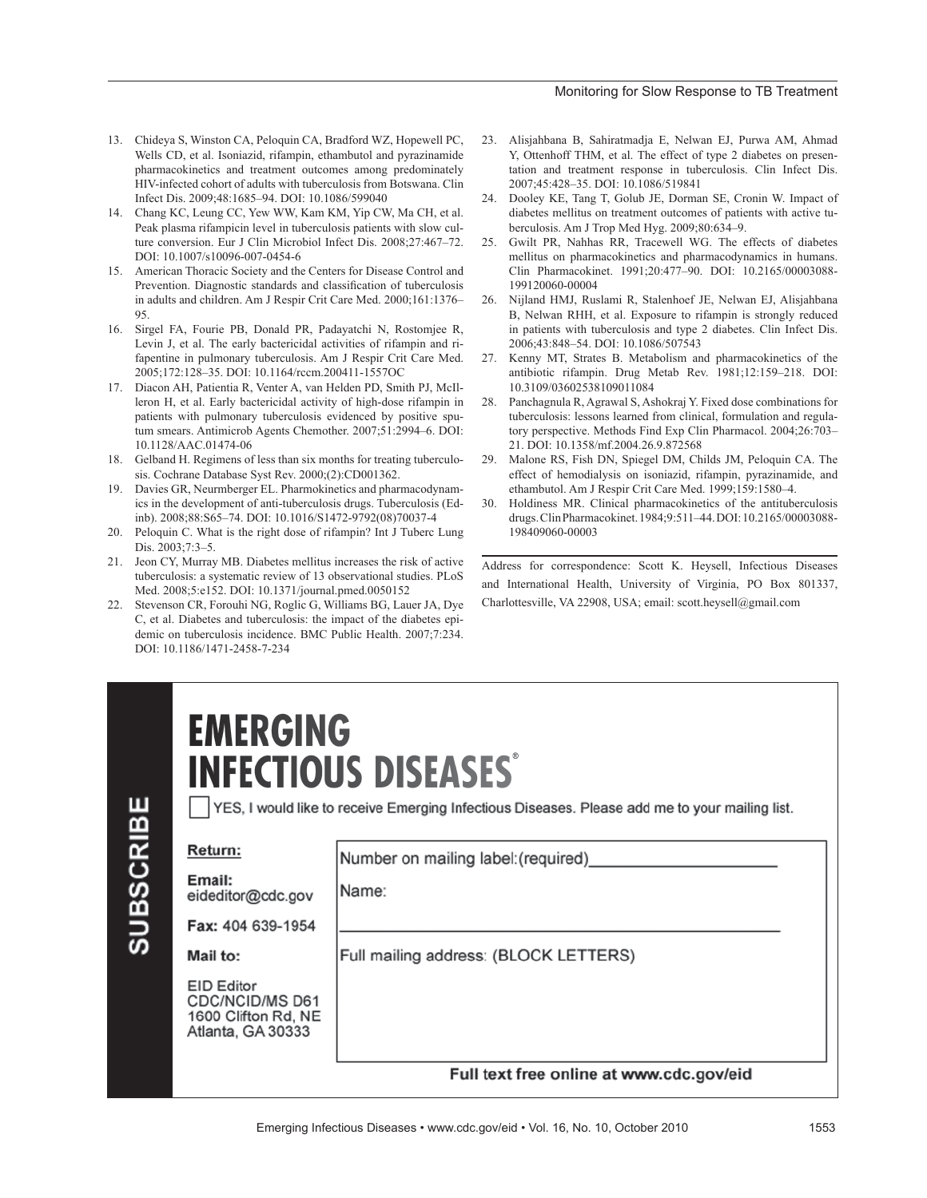13. Chideya S, Winston CA, Peloquin CA, Bradford WZ, Hopewell PC, Wells CD, et al. Isoniazid, rifampin, ethambutol and pyrazinamide pharmacokinetics and treatment outcomes among predominately HIV-infected cohort of adults with tuberculosis from Botswana. Clin Infect Dis. 2009;48:1685–94. DOI: 10.1086/599040
14. Chang KC, Leung CC, Yew WW, Kam KM, Yip CW, Ma CH, et al. Peak plasma rifampicin level in tuberculosis patients with slow culture conversion. Eur J Clin Microbiol Infect Dis. 2008;27:467–72. DOI: 10.1007/s10096-007-0454-6
15. American Thoracic Society and the Centers for Disease Control and Prevention. Diagnostic standards and classification of tuberculosis in adults and children. Am J Respir Crit Care Med. 2000;161:1376–95.
16. Sirgel FA, Fourie PB, Donald PR, Padayatchi N, Rostomjee R, Levin J, et al. The early bactericidal activities of rifampin and rifapentine in pulmonary tuberculosis. Am J Respir Crit Care Med. 2005;172:128–35. DOI: 10.1164/rccm.200411-1557OC
17. Diacon AH, Patientia R, Venter A, van Helden PD, Smith PJ, McIlleron H, et al. Early bactericidal activity of high-dose rifampin in patients with pulmonary tuberculosis evidenced by positive sputum smears. Antimicrob Agents Chemother. 2007;51:2994–6. DOI: 10.1128/AAC.01474-06
18. Gelband H. Regimens of less than six months for treating tuberculosis. Cochrane Database Syst Rev. 2000;(2):CD001362.
19. Davies GR, Neurmberger EL. Pharmokinetics and pharmacodynamics in the development of anti-tuberculosis drugs. Tuberculosis (Edinb). 2008;88:S65–74. DOI: 10.1016/S1472-9792(08)70037-4
20. Peloquin C. What is the right dose of rifampin? Int J Tuberc Lung Dis. 2003;7:3–5.
21. Jeon CY, Murray MB. Diabetes mellitus increases the risk of active tuberculosis: a systematic review of 13 observational studies. PLoS Med. 2008;5:e152. DOI: 10.1371/journal.pmed.0050152
22. Stevenson CR, Forouhi NG, Roglic G, Williams BG, Lauer JA, Dye C, et al. Diabetes and tuberculosis: the impact of the diabetes epidemic on tuberculosis incidence. BMC Public Health. 2007;7:234. DOI: 10.1186/1471-2458-7-234
23. Alisjahbana B, Sahiratmadja E, Nelwan EJ, Purwa AM, Ahmad Y, Ottenhoff THM, et al. The effect of type 2 diabetes on presentation and treatment response in tuberculosis. Clin Infect Dis. 2007;45:428–35. DOI: 10.1086/519841
24. Dooley KE, Tang T, Golub JE, Dorman SE, Cronin W. Impact of diabetes mellitus on treatment outcomes of patients with active tuberculosis. Am J Trop Med Hyg. 2009;80:634–9.
25. Gwilt PR, Nahhas RR, Tracewell WG. The effects of diabetes mellitus on pharmacokinetics and pharmacodynamics in humans. Clin Pharmacokinet. 1991;20:477–90. DOI: 10.2165/00003088-199120060-00004
26. Nijland HMJ, Ruslami R, Stalenhoef JE, Nelwan EJ, Alisjahbana B, Nelwan RHH, et al. Exposure to rifampin is strongly reduced in patients with tuberculosis and type 2 diabetes. Clin Infect Dis. 2006;43:848–54. DOI: 10.1086/507543
27. Kenny MT, Strates B. Metabolism and pharmacokinetics of the antibiotic rifampin. Drug Metab Rev. 1981;12:159–218. DOI: 10.3109/03602538109011084
28. Panchagnula R, Agrawal S, Ashokraj Y. Fixed dose combinations for tuberculosis: lessons learned from clinical, formulation and regulatory perspective. Methods Find Exp Clin Pharmacol. 2004;26:703–21. DOI: 10.1358/mf.2004.26.9.872568
29. Malone RS, Fish DN, Spiegel DM, Childs JM, Peloquin CA. The effect of hemodialysis on isoniazid, rifampin, pyrazinamide, and ethambutol. Am J Respir Crit Care Med. 1999;159:1580–4.
30. Holdiness MR. Clinical pharmacokinetics of the antituberculosis drugs. Clin Pharmacokinet. 1984;9:511–44. DOI: 10.2165/00003088-198409060-00003

Address for correspondence: Scott K. Heysell, Infectious Diseases and International Health, University of Virginia, PO Box 801337, Charlottesville, VA 22908, USA; email: scott.heysell@gmail.com

SUBSCRIBE

**EMERGING INFECTIOUS DISEASES®**

☐ YES, I would like to receive Emerging Infectious Diseases. Please add me to your mailing list.

**Return:**

**Email:** eideditor@cdc.gov

**Fax:** 404 639-1954

**Mail to:**

EID Editor
CDC/NCID/MS D61
1600 Clifton Rd, NE
Atlanta, GA 30333

Number on mailing label:(required)\_\_\_\_\_\_\_\_\_\_\_\_\_\_\_\_\_\_\_\_

Name:

\_\_\_\_\_\_\_\_\_\_\_\_\_\_\_\_\_\_\_\_\_\_\_\_\_\_\_\_\_\_\_\_\_\_\_\_\_\_\_\_\_\_\_\_

Full mailing address: (BLOCK LETTERS)

**Full text free online at www.cdc.gov/eid**